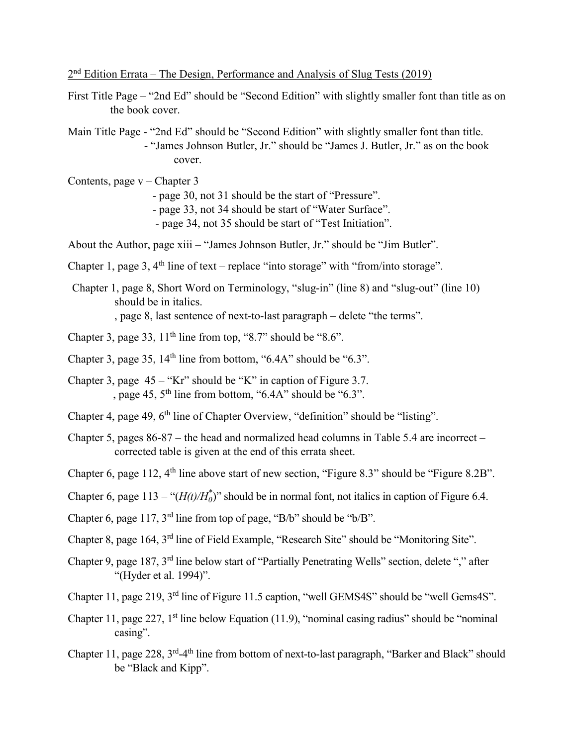2nd Edition Errata – The Design, Performance and Analysis of Slug Tests (2019)

First Title Page – "2nd Ed" should be "Second Edition" with slightly smaller font than title as on the book cover.

Main Title Page - "2nd Ed" should be "Second Edition" with slightly smaller font than title.
- "James Johnson Butler, Jr." should be "James J. Butler, Jr." as on the book cover.

Contents, page v – Chapter 3
- page 30, not 31 should be the start of "Pressure".
- page 33, not 34 should be start of "Water Surface".
- page 34, not 35 should be start of "Test Initiation".

About the Author, page xiii – "James Johnson Butler, Jr." should be "Jim Butler".

Chapter 1, page 3, 4th line of text – replace "into storage" with "from/into storage".

Chapter 1, page 8, Short Word on Terminology, "slug-in" (line 8) and "slug-out" (line 10) should be in italics.
, page 8, last sentence of next-to-last paragraph – delete "the terms".

Chapter 3, page 33, 11th line from top, "8.7" should be "8.6".

Chapter 3, page 35, 14th line from bottom, "6.4A" should be "6.3".

Chapter 3, page 45 – "Kr" should be "K" in caption of Figure 3.7.
, page 45, 5th line from bottom, "6.4A" should be "6.3".

Chapter 4, page 49, 6th line of Chapter Overview, "definition" should be "listing".

Chapter 5, pages 86-87 – the head and normalized head columns in Table 5.4 are incorrect – corrected table is given at the end of this errata sheet.

Chapter 6, page 112, 4th line above start of new section, "Figure 8.3" should be "Figure 8.2B".

Chapter 6, page 113 – "($H(t)/H_0^*$)" should be in normal font, not italics in caption of Figure 6.4.

Chapter 6, page 117, 3rd line from top of page, "B/b" should be "b/B".

Chapter 8, page 164, 3rd line of Field Example, "Research Site" should be "Monitoring Site".

Chapter 9, page 187, 3rd line below start of "Partially Penetrating Wells" section, delete "," after "(Hyder et al. 1994)".

Chapter 11, page 219, 3rd line of Figure 11.5 caption, "well GEMS4S" should be "well Gems4S".

Chapter 11, page 227, 1st line below Equation (11.9), "nominal casing radius" should be "nominal casing".

Chapter 11, page 228, 3rd-4th line from bottom of next-to-last paragraph, "Barker and Black" should be "Black and Kipp".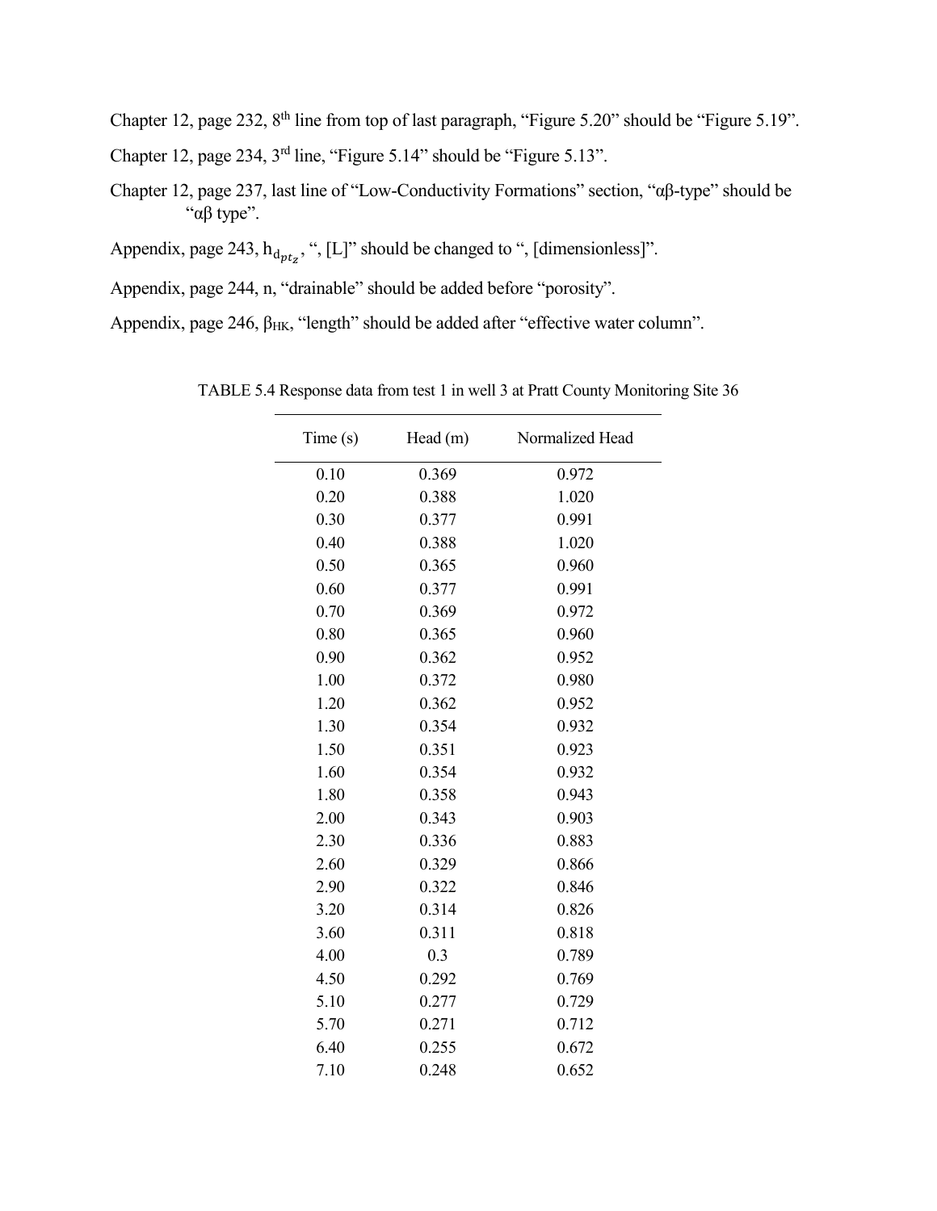Chapter 12, page 232, 8th line from top of last paragraph, “Figure 5.20” should be “Figure 5.19”.

Chapter 12, page 234, 3rd line, “Figure 5.14” should be “Figure 5.13”.

Chapter 12, page 237, last line of “Low-Conductivity Formations” section, “αβ-type” should be “αβ type”.

Appendix, page 243, $h_{d_{ptz}}$, “, [L]” should be changed to “, [dimensionless]”.

Appendix, page 244, n, “drainable” should be added before “porosity”.

Appendix, page 246, $\beta_{HK}$, “length” should be added after “effective water column”.

TABLE 5.4 Response data from test 1 in well 3 at Pratt County Monitoring Site 36

| Time (s) | Head (m) | Normalized Head |
|---|---|---|
| 0.10 | 0.369 | 0.972 |
| 0.20 | 0.388 | 1.020 |
| 0.30 | 0.377 | 0.991 |
| 0.40 | 0.388 | 1.020 |
| 0.50 | 0.365 | 0.960 |
| 0.60 | 0.377 | 0.991 |
| 0.70 | 0.369 | 0.972 |
| 0.80 | 0.365 | 0.960 |
| 0.90 | 0.362 | 0.952 |
| 1.00 | 0.372 | 0.980 |
| 1.20 | 0.362 | 0.952 |
| 1.30 | 0.354 | 0.932 |
| 1.50 | 0.351 | 0.923 |
| 1.60 | 0.354 | 0.932 |
| 1.80 | 0.358 | 0.943 |
| 2.00 | 0.343 | 0.903 |
| 2.30 | 0.336 | 0.883 |
| 2.60 | 0.329 | 0.866 |
| 2.90 | 0.322 | 0.846 |
| 3.20 | 0.314 | 0.826 |
| 3.60 | 0.311 | 0.818 |
| 4.00 | 0.3 | 0.789 |
| 4.50 | 0.292 | 0.769 |
| 5.10 | 0.277 | 0.729 |
| 5.70 | 0.271 | 0.712 |
| 6.40 | 0.255 | 0.672 |
| 7.10 | 0.248 | 0.652 |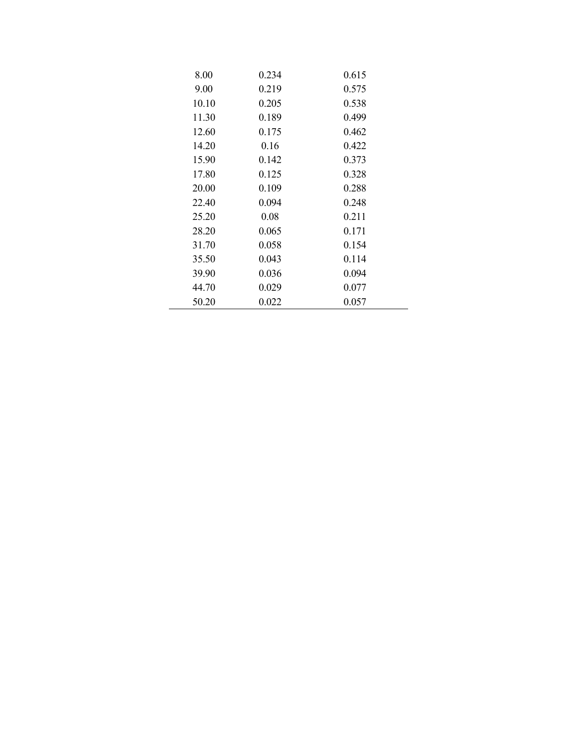| | | |
|---|---|---|
| 8.00 | 0.234 | 0.615 |
| 9.00 | 0.219 | 0.575 |
| 10.10 | 0.205 | 0.538 |
| 11.30 | 0.189 | 0.499 |
| 12.60 | 0.175 | 0.462 |
| 14.20 | 0.16 | 0.422 |
| 15.90 | 0.142 | 0.373 |
| 17.80 | 0.125 | 0.328 |
| 20.00 | 0.109 | 0.288 |
| 22.40 | 0.094 | 0.248 |
| 25.20 | 0.08 | 0.211 |
| 28.20 | 0.065 | 0.171 |
| 31.70 | 0.058 | 0.154 |
| 35.50 | 0.043 | 0.114 |
| 39.90 | 0.036 | 0.094 |
| 44.70 | 0.029 | 0.077 |
| 50.20 | 0.022 | 0.057 |